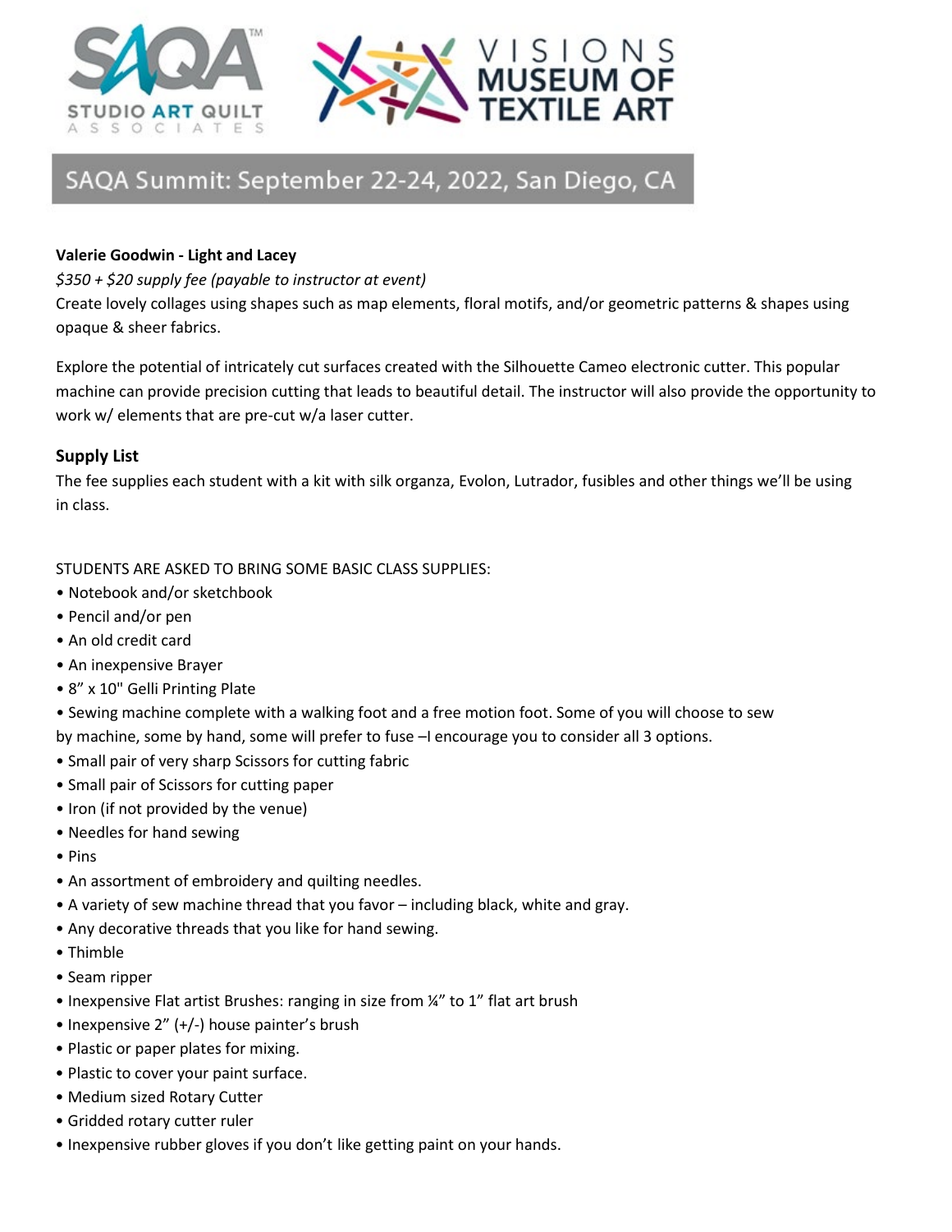SAQA Studio Art Quilt Associates

Visions Museum of Textile Art

## SAQA Summit: September 22-24, 2022, San Diego, CA

**Valerie Goodwin - Light and Lacey**

*$350 + $20 supply fee (payable to instructor at event)*

Create lovely collages using shapes such as map elements, floral motifs, and/or geometric patterns & shapes using opaque & sheer fabrics.

Explore the potential of intricately cut surfaces created with the Silhouette Cameo electronic cutter. This popular machine can provide precision cutting that leads to beautiful detail. The instructor will also provide the opportunity to work w/ elements that are pre-cut w/a laser cutter.

### Supply List

The fee supplies each student with a kit with silk organza, Evolon, Lutrador, fusibles and other things we'll be using in class.

STUDENTS ARE ASKED TO BRING SOME BASIC CLASS SUPPLIES:

- Notebook and/or sketchbook
- Pencil and/or pen
- An old credit card
- An inexpensive Brayer
- 8" x 10" Gelli Printing Plate
- Sewing machine complete with a walking foot and a free motion foot. Some of you will choose to sew by machine, some by hand, some will prefer to fuse –I encourage you to consider all 3 options.
- Small pair of very sharp Scissors for cutting fabric
- Small pair of Scissors for cutting paper
- Iron (if not provided by the venue)
- Needles for hand sewing
- Pins
- An assortment of embroidery and quilting needles.
- A variety of sew machine thread that you favor – including black, white and gray.
- Any decorative threads that you like for hand sewing.
- Thimble
- Seam ripper
- Inexpensive Flat artist Brushes: ranging in size from ¼" to 1" flat art brush
- Inexpensive 2" (+/-) house painter's brush
- Plastic or paper plates for mixing.
- Plastic to cover your paint surface.
- Medium sized Rotary Cutter
- Gridded rotary cutter ruler
- Inexpensive rubber gloves if you don't like getting paint on your hands.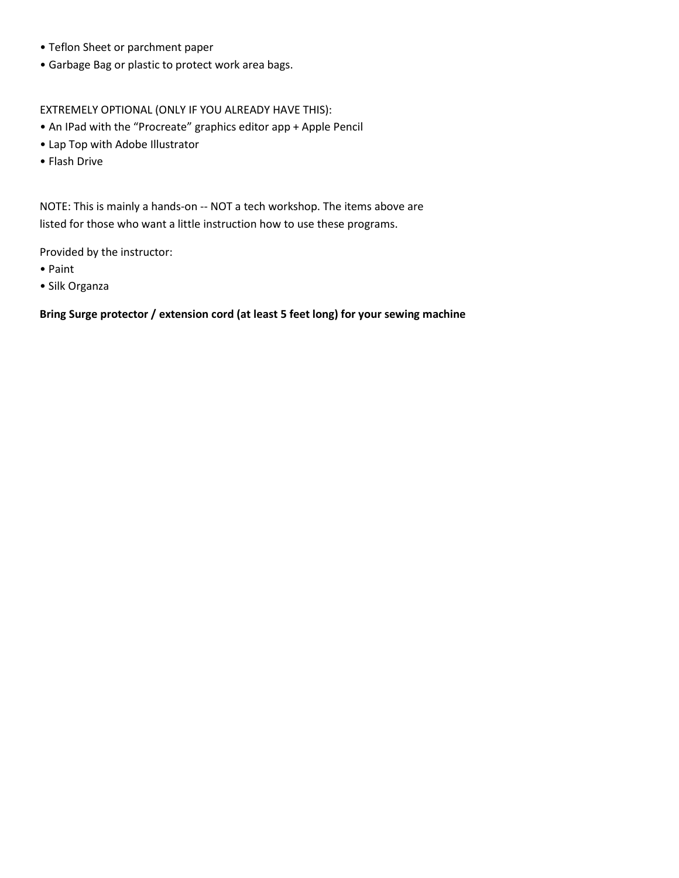- Teflon Sheet or parchment paper
- Garbage Bag or plastic to protect work area bags.

EXTREMELY OPTIONAL (ONLY IF YOU ALREADY HAVE THIS):

- An IPad with the "Procreate" graphics editor app + Apple Pencil
- Lap Top with Adobe Illustrator
- Flash Drive

NOTE: This is mainly a hands-on -- NOT a tech workshop. The items above are listed for those who want a little instruction how to use these programs.

Provided by the instructor:

- Paint
- Silk Organza

**Bring Surge protector / extension cord (at least 5 feet long) for your sewing machine**